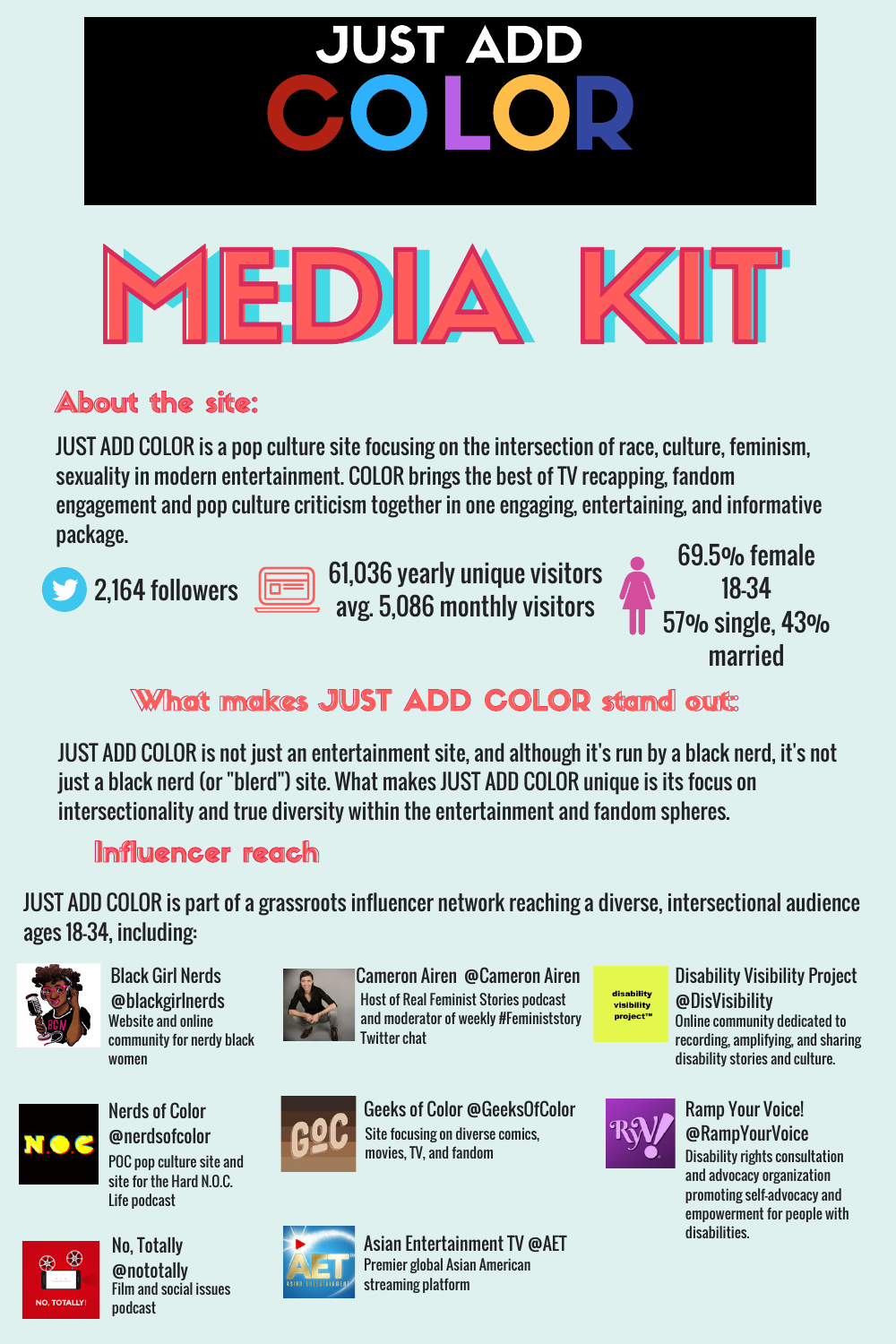# JUST ADD COLOR

# MEDIA KIT

## About the site:

JUST ADD COLOR is a pop culture site focusing on the intersection of race, culture, feminism, sexuality in modern entertainment. COLOR brings the best of TV recapping, fandom engagement and pop culture criticism together in one engaging, entertaining, and informative package.

2,164 followers

61,036 yearly unique visitors
avg. 5,086 monthly visitors

69.5% female
18-34
57% single, 43% married

## What makes JUST ADD COLOR stand out:

JUST ADD COLOR is not just an entertainment site, and although it's run by a black nerd, it's not just a black nerd (or "blerd") site. What makes JUST ADD COLOR unique is its focus on intersectionality and true diversity within the entertainment and fandom spheres.

## Influencer reach

JUST ADD COLOR is part of a grassroots influencer network reaching a diverse, intersectional audience ages 18-34, including:

**Black Girl Nerds @blackgirlnerds**
Website and online community for nerdy black women

**Cameron Airen @Cameron Airen**
Host of Real Feminist Stories podcast and moderator of weekly #Feministstory Twitter chat

**Disability Visibility Project @DisVisibility**
Online community dedicated to recording, amplifying, and sharing disability stories and culture.

**Nerds of Color @nerdsofcolor**
POC pop culture site and site for the Hard N.O.C. Life podcast

**Geeks of Color @GeeksOfColor**
Site focusing on diverse comics, movies, TV, and fandom

**Ramp Your Voice! @RampYourVoice**
Disability rights consultation and advocacy organization promoting self-advocacy and empowerment for people with disabilities.

**No, Totally @nototally**
Film and social issues podcast

**Asian Entertainment TV @AET**
Premier global Asian American streaming platform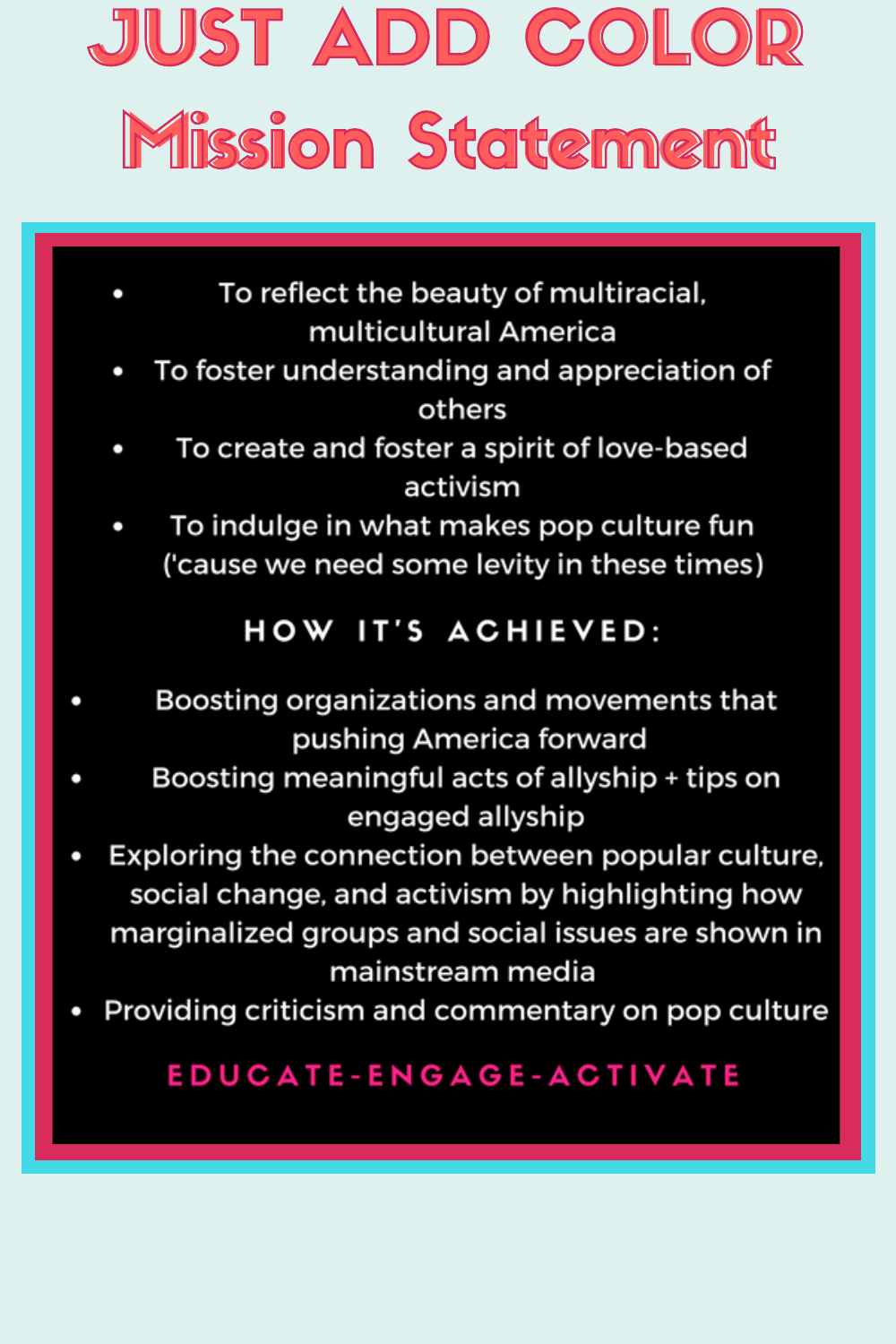# JUST ADD COLOR

## Mission Statement

- To reflect the beauty of multiracial, multicultural America
- To foster understanding and appreciation of others
- To create and foster a spirit of love-based activism
- To indulge in what makes pop culture fun ('cause we need some levity in these times)

### HOW IT'S ACHIEVED:

- Boosting organizations and movements that pushing America forward
- Boosting meaningful acts of allyship + tips on engaged allyship
- Exploring the connection between popular culture, social change, and activism by highlighting how marginalized groups and social issues are shown in mainstream media
- Providing criticism and commentary on pop culture

**EDUCATE-ENGAGE-ACTIVATE**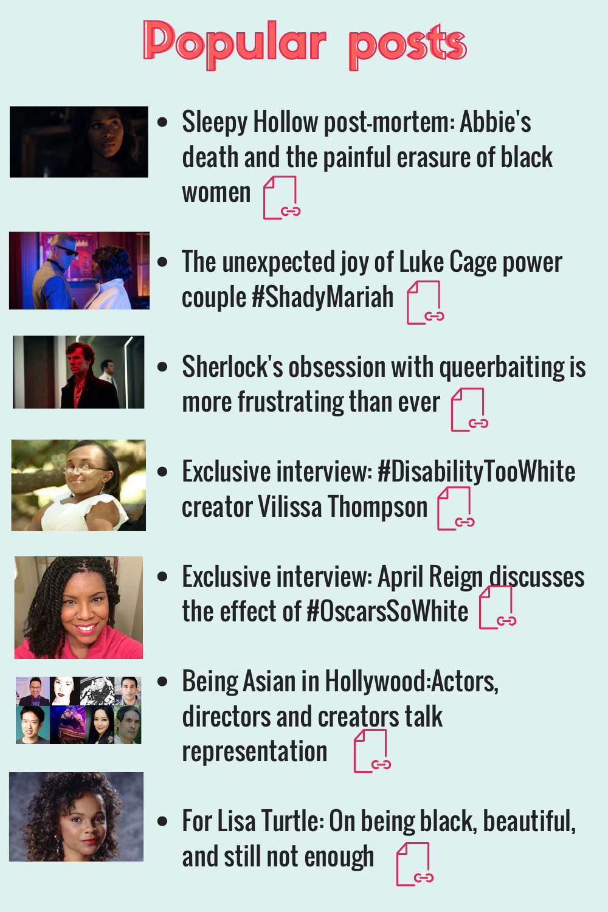# Popular posts

- Sleepy Hollow post-mortem: Abbie's death and the painful erasure of black women
- The unexpected joy of Luke Cage power couple #ShadyMariah
- Sherlock's obsession with queerbaiting is more frustrating than ever
- Exclusive interview: #DisabilityTooWhite creator Vilissa Thompson
- Exclusive interview: April Reign discusses the effect of #OscarsSoWhite
- Being Asian in Hollywood:Actors, directors and creators talk representation
- For Lisa Turtle: On being black, beautiful, and still not enough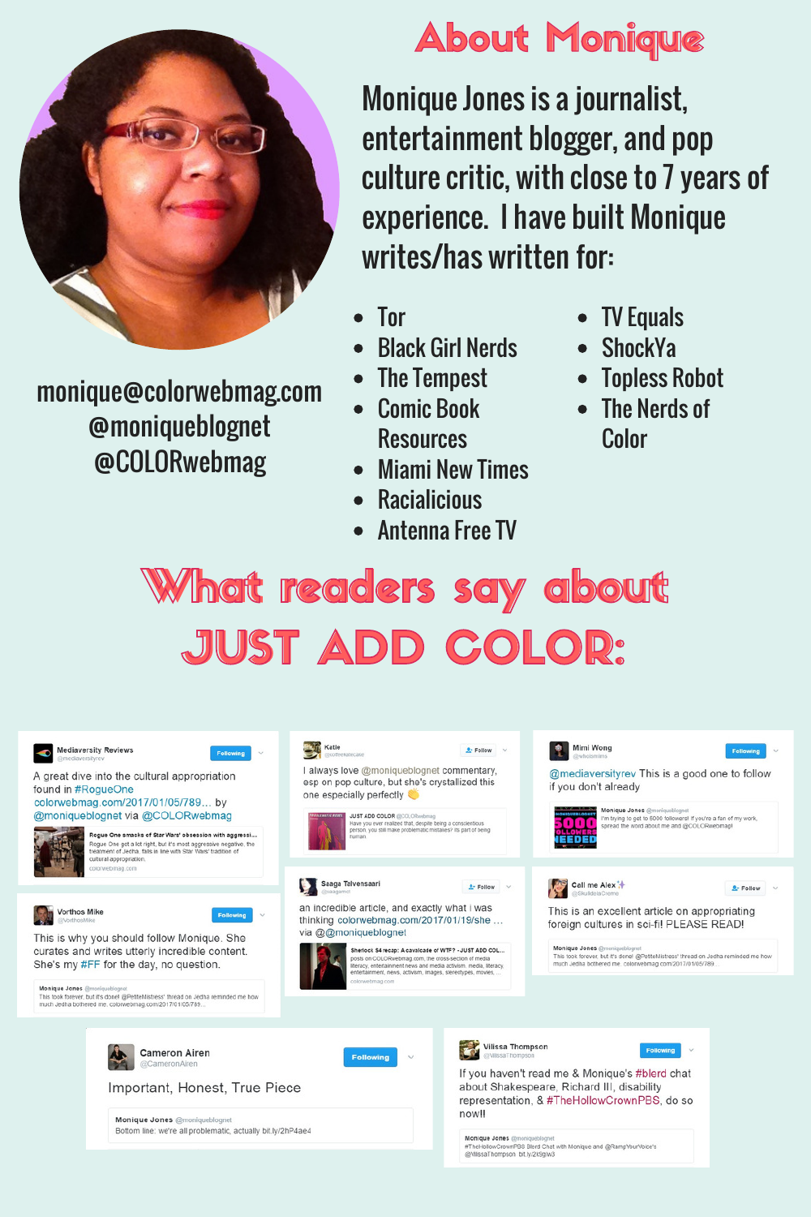# About Monique

Monique Jones is a journalist, entertainment blogger, and pop culture critic, with close to 7 years of experience. I have built Monique writes/has written for:

- Tor
- Black Girl Nerds
- The Tempest
- Comic Book Resources
- Miami New Times
- Racialicious
- Antenna Free TV
- TV Equals
- ShockYa
- Topless Robot
- The Nerds of Color

monique@colorwebmag.com
@moniqueblognet
@COLORwebmag

# What readers say about JUST ADD COLOR:

**Mediaversity Reviews** @mediaversityrev
A great dive into the cultural appropriation found in #RogueOne colorwebmag.com/2017/01/05/789... by @moniqueblognet via @COLORwebmag

> Rogue One smacks of Star Wars' obsession with aggressi...
> Rogue One got a lot right, but it's most aggressive negative, the treatment of Jedha, falls in line with Star Wars' tradition of cultural appropriation.
> colorwebmag.com

**Katie** @coltrenatecase
I always love @moniqueblognet commentary, esp on pop culture, but she's crystallized this one especially perfectly 👏

> JUST ADD COLOR @COLORwebmag
> Have you ever realized that, despite being a conscientious person, you still make problematic mistakes? It's part of being human

**Mimi Wong** @whoismims
@mediaversityrev This is a good one to follow if you don't already

> Monique Jones @moniqueblognet
> I'm trying to get to 5000 followers! If you're a fan of my work, spread the word about me and @COLORwebmag!

**Vorthos Mike** @VorthosMike
This is why you should follow Monique. She curates and writes utterly incredible content. She's my #FF for the day, no question.

> Monique Jones @moniqueblognet
> This took forever, but it's done! @PetiteMistress' thread on Jedha reminded me how much Jedha bothered me. colorwebmag.com/2017/01/05/789...

**Saga Talvensaari** @saagamo
an incredible article, and exactly what i was thinking colorwebmag.com/2017/01/19/she ... via @@moniqueblognet

> Sherlock S4 recap: A cavalcade of WTF? - JUST ADD COL...
> posts on COLORWebmag.com, the cross-section of media literacy, entertainment news and media activism. media, literacy, entertainment, news, activism, images, stereotypes, movies, ...
> colorwebmag.com

**Call me Alex** @SkulldelaCreme
This is an excellent article on appropriating foreign cultures in sci-fi! PLEASE READ!

> Monique Jones @moniqueblognet
> This took forever, but it's done! @PetiteMistress' thread on Jedha reminded me how much Jedha bothered me. colorwebmag.com/2017/01/05/789...

**Cameron Airen** @CameronAiren
Important, Honest, True Piece

> Monique Jones @moniqueblognet
> Bottom line: we're all problematic, actually bit.ly/2hP4ae4

**Vilissa Thompson** @VilissaThompson
If you haven't read me & Monique's #blerd chat about Shakespeare, Richard III, disability representation, & #TheHollowCrownPBS, do so now!!

> Monique Jones @moniqueblognet
> #TheHollowCrownPBS Blerd Chat with Monique and @RampYourVoice's @VilissaThompson bit.ly/2js9lw3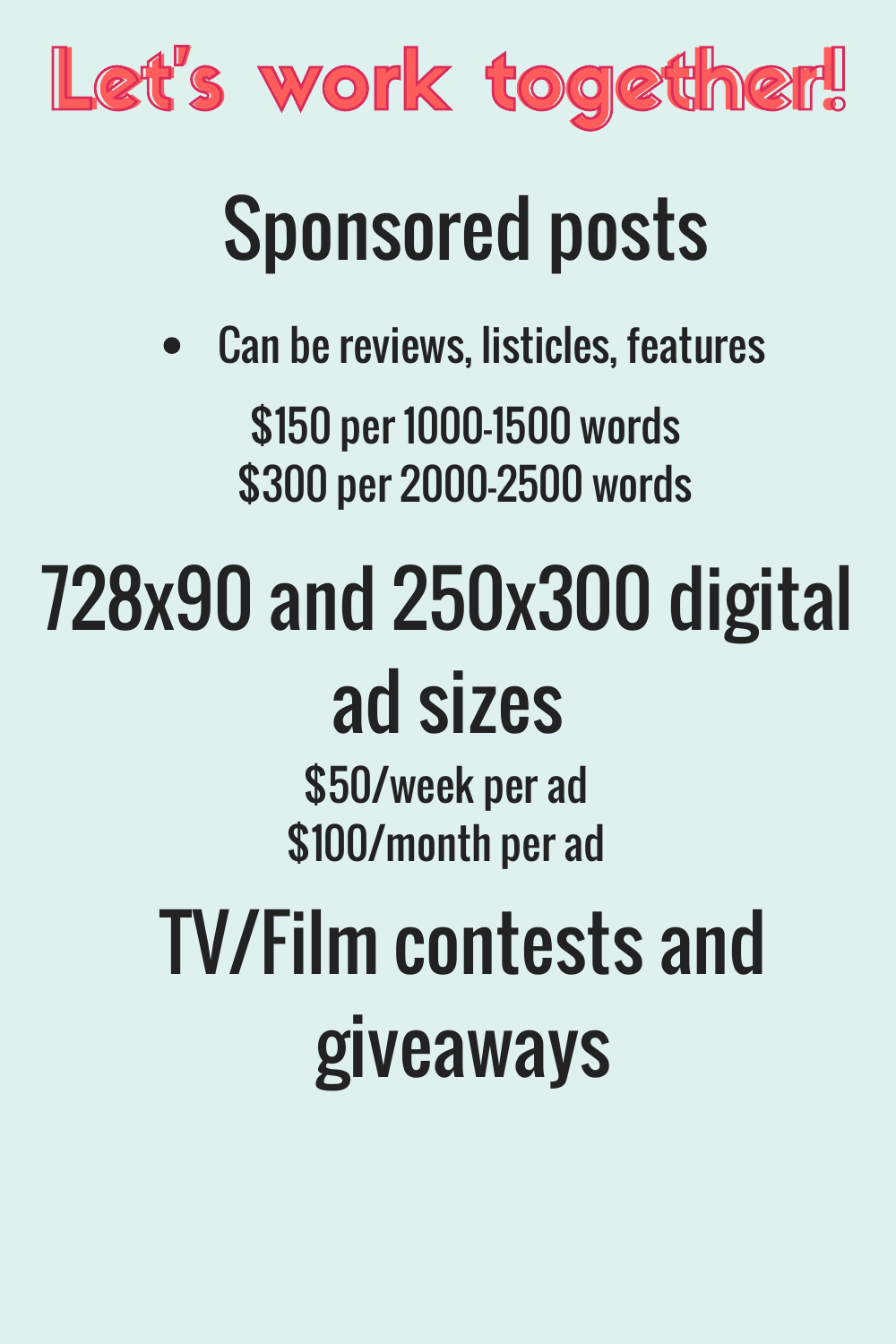# Let's work together!

## Sponsored posts

- Can be reviews, listicles, features

$150 per 1000-1500 words
$300 per 2000-2500 words

## 728x90 and 250x300 digital ad sizes

$50/week per ad
$100/month per ad

## TV/Film contests and giveaways